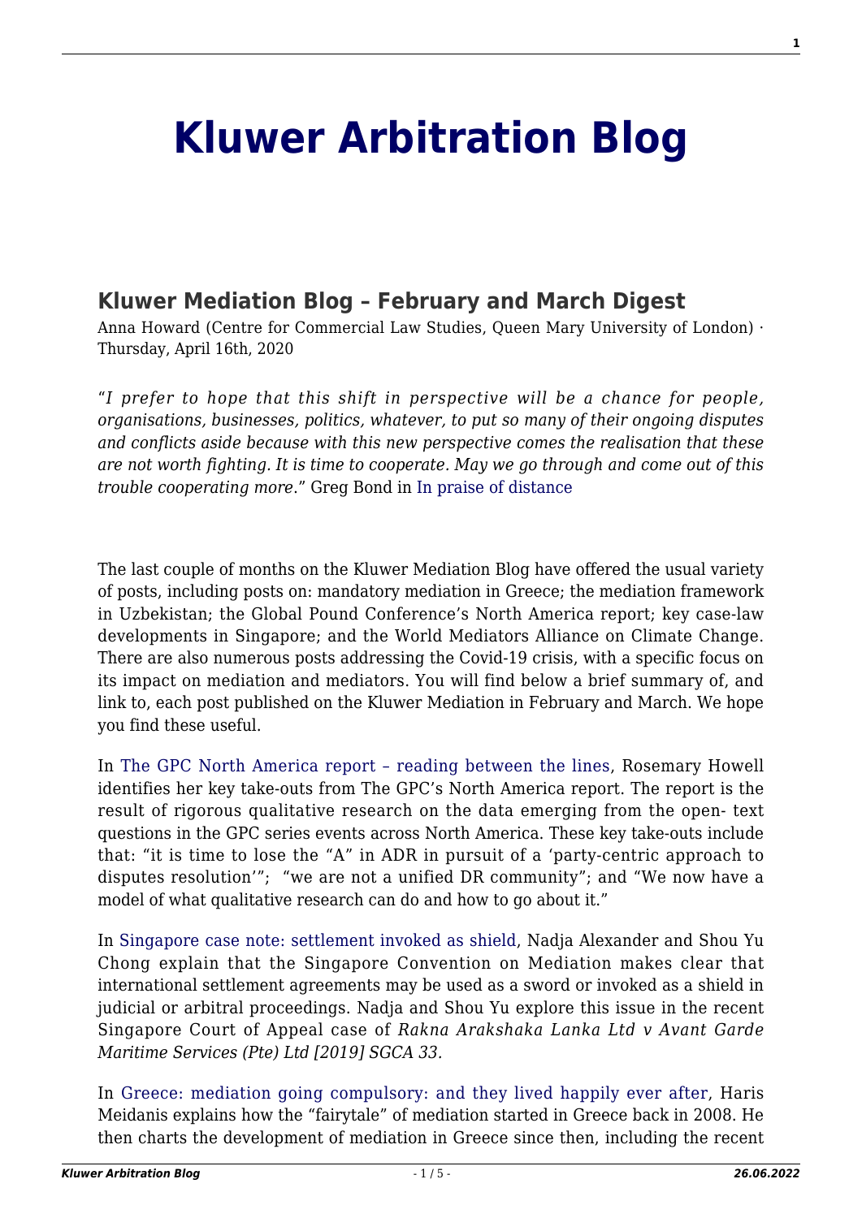# Kluwer Arbitration Blog

## Kluwer Mediation Blog – February and March Digest

Anna Howard (Centre for Commercial Law Studies, Queen Mary University of London) · Thursday, April 16th, 2020

"*I prefer to hope that this shift in perspective will be a chance for people, organisations, businesses, politics, whatever, to put so many of their ongoing disputes and conflicts aside because with this new perspective comes the realisation that these are not worth fighting. It is time to cooperate. May we go through and come out of this trouble cooperating more*." Greg Bond in In praise of distance

The last couple of months on the Kluwer Mediation Blog have offered the usual variety of posts, including posts on: mandatory mediation in Greece; the mediation framework in Uzbekistan; the Global Pound Conference's North America report; key case-law developments in Singapore; and the World Mediators Alliance on Climate Change. There are also numerous posts addressing the Covid-19 crisis, with a specific focus on its impact on mediation and mediators. You will find below a brief summary of, and link to, each post published on the Kluwer Mediation in February and March. We hope you find these useful.

In The GPC North America report – reading between the lines, Rosemary Howell identifies her key take-outs from The GPC's North America report. The report is the result of rigorous qualitative research on the data emerging from the open- text questions in the GPC series events across North America. These key take-outs include that: "it is time to lose the "A" in ADR in pursuit of a 'party-centric approach to disputes resolution'"; "we are not a unified DR community"; and "We now have a model of what qualitative research can do and how to go about it."

In Singapore case note: settlement invoked as shield, Nadja Alexander and Shou Yu Chong explain that the Singapore Convention on Mediation makes clear that international settlement agreements may be used as a sword or invoked as a shield in judicial or arbitral proceedings. Nadja and Shou Yu explore this issue in the recent Singapore Court of Appeal case of *Rakna Arakshaka Lanka Ltd v Avant Garde Maritime Services (Pte) Ltd [2019] SGCA 33.*

In Greece: mediation going compulsory: and they lived happily ever after, Haris Meidanis explains how the "fairytale" of mediation started in Greece back in 2008. He then charts the development of mediation in Greece since then, including the recent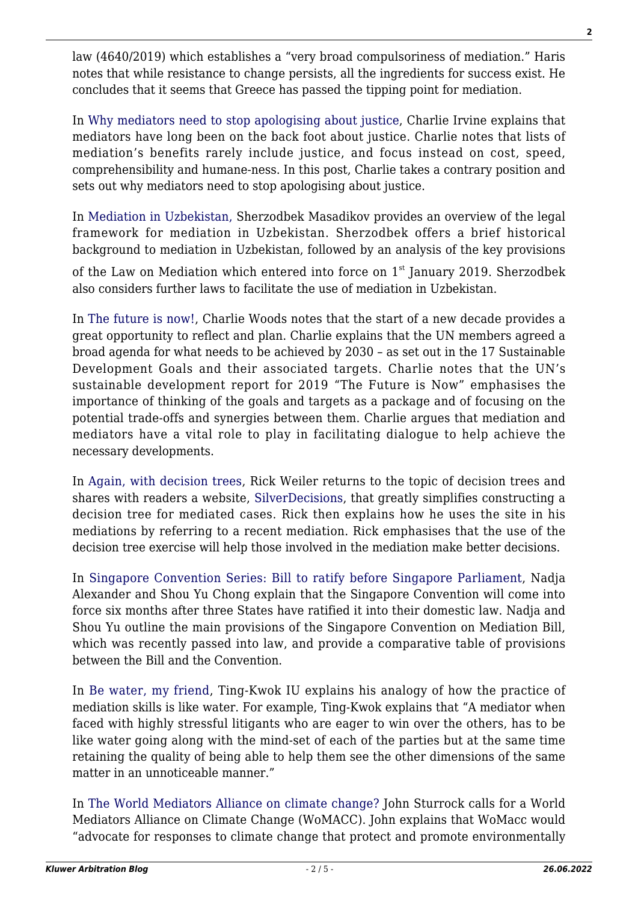law (4640/2019) which establishes a "very broad compulsoriness of mediation." Haris notes that while resistance to change persists, all the ingredients for success exist. He concludes that it seems that Greece has passed the tipping point for mediation.

In Why mediators need to stop apologising about justice, Charlie Irvine explains that mediators have long been on the back foot about justice. Charlie notes that lists of mediation's benefits rarely include justice, and focus instead on cost, speed, comprehensibility and humane-ness. In this post, Charlie takes a contrary position and sets out why mediators need to stop apologising about justice.

In Mediation in Uzbekistan, Sherzodbek Masadikov provides an overview of the legal framework for mediation in Uzbekistan. Sherzodbek offers a brief historical background to mediation in Uzbekistan, followed by an analysis of the key provisions of the Law on Mediation which entered into force on 1st January 2019. Sherzodbek also considers further laws to facilitate the use of mediation in Uzbekistan.

In The future is now!, Charlie Woods notes that the start of a new decade provides a great opportunity to reflect and plan. Charlie explains that the UN members agreed a broad agenda for what needs to be achieved by 2030 – as set out in the 17 Sustainable Development Goals and their associated targets. Charlie notes that the UN's sustainable development report for 2019 "The Future is Now" emphasises the importance of thinking of the goals and targets as a package and of focusing on the potential trade-offs and synergies between them. Charlie argues that mediation and mediators have a vital role to play in facilitating dialogue to help achieve the necessary developments.

In Again, with decision trees, Rick Weiler returns to the topic of decision trees and shares with readers a website, SilverDecisions, that greatly simplifies constructing a decision tree for mediated cases. Rick then explains how he uses the site in his mediations by referring to a recent mediation. Rick emphasises that the use of the decision tree exercise will help those involved in the mediation make better decisions.

In Singapore Convention Series: Bill to ratify before Singapore Parliament, Nadja Alexander and Shou Yu Chong explain that the Singapore Convention will come into force six months after three States have ratified it into their domestic law. Nadja and Shou Yu outline the main provisions of the Singapore Convention on Mediation Bill, which was recently passed into law, and provide a comparative table of provisions between the Bill and the Convention.

In Be water, my friend, Ting-Kwok IU explains his analogy of how the practice of mediation skills is like water. For example, Ting-Kwok explains that "A mediator when faced with highly stressful litigants who are eager to win over the others, has to be like water going along with the mind-set of each of the parties but at the same time retaining the quality of being able to help them see the other dimensions of the same matter in an unnoticeable manner."

In The World Mediators Alliance on climate change? John Sturrock calls for a World Mediators Alliance on Climate Change (WoMACC). John explains that WoMacc would "advocate for responses to climate change that protect and promote environmentally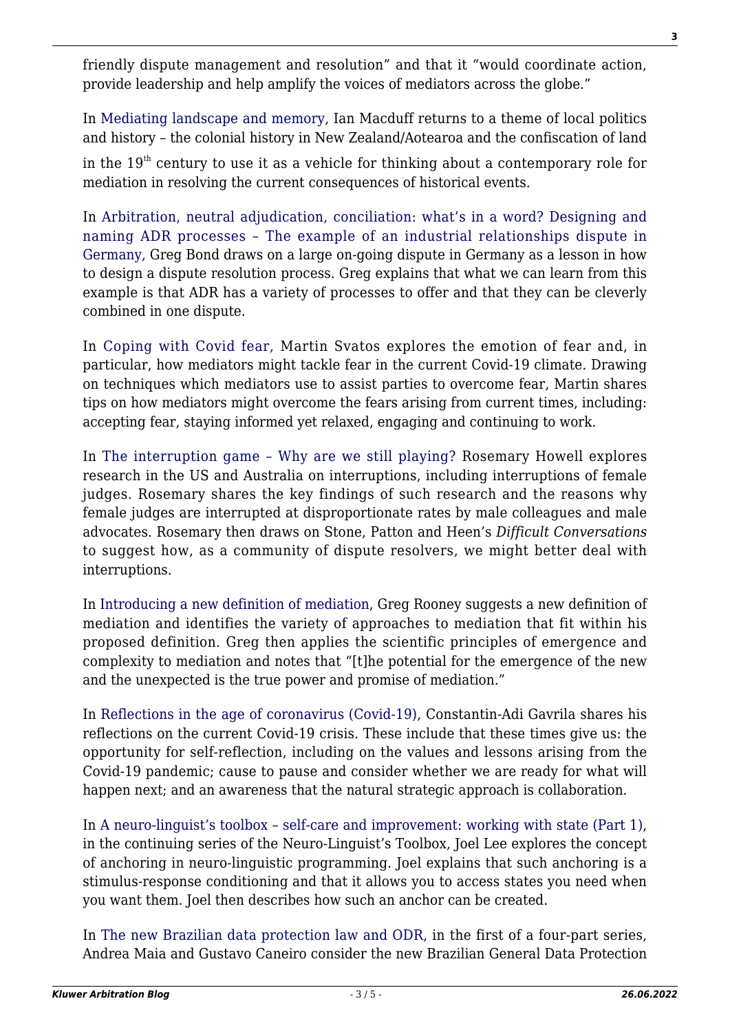friendly dispute management and resolution" and that it "would coordinate action, provide leadership and help amplify the voices of mediators across the globe."

In Mediating landscape and memory, Ian Macduff returns to a theme of local politics and history – the colonial history in New Zealand/Aotearoa and the confiscation of land in the 19th century to use it as a vehicle for thinking about a contemporary role for mediation in resolving the current consequences of historical events.

In Arbitration, neutral adjudication, conciliation: what's in a word? Designing and naming ADR processes – The example of an industrial relationships dispute in Germany, Greg Bond draws on a large on-going dispute in Germany as a lesson in how to design a dispute resolution process. Greg explains that what we can learn from this example is that ADR has a variety of processes to offer and that they can be cleverly combined in one dispute.

In Coping with Covid fear, Martin Svatos explores the emotion of fear and, in particular, how mediators might tackle fear in the current Covid-19 climate. Drawing on techniques which mediators use to assist parties to overcome fear, Martin shares tips on how mediators might overcome the fears arising from current times, including: accepting fear, staying informed yet relaxed, engaging and continuing to work.

In The interruption game – Why are we still playing? Rosemary Howell explores research in the US and Australia on interruptions, including interruptions of female judges. Rosemary shares the key findings of such research and the reasons why female judges are interrupted at disproportionate rates by male colleagues and male advocates. Rosemary then draws on Stone, Patton and Heen's *Difficult Conversations* to suggest how, as a community of dispute resolvers, we might better deal with interruptions.

In Introducing a new definition of mediation, Greg Rooney suggests a new definition of mediation and identifies the variety of approaches to mediation that fit within his proposed definition. Greg then applies the scientific principles of emergence and complexity to mediation and notes that "[t]he potential for the emergence of the new and the unexpected is the true power and promise of mediation."

In Reflections in the age of coronavirus (Covid-19), Constantin-Adi Gavrila shares his reflections on the current Covid-19 crisis. These include that these times give us: the opportunity for self-reflection, including on the values and lessons arising from the Covid-19 pandemic; cause to pause and consider whether we are ready for what will happen next; and an awareness that the natural strategic approach is collaboration.

In A neuro-linguist's toolbox – self-care and improvement: working with state (Part 1), in the continuing series of the Neuro-Linguist's Toolbox, Joel Lee explores the concept of anchoring in neuro-linguistic programming. Joel explains that such anchoring is a stimulus-response conditioning and that it allows you to access states you need when you want them. Joel then describes how such an anchor can be created.

In The new Brazilian data protection law and ODR, in the first of a four-part series, Andrea Maia and Gustavo Caneiro consider the new Brazilian General Data Protection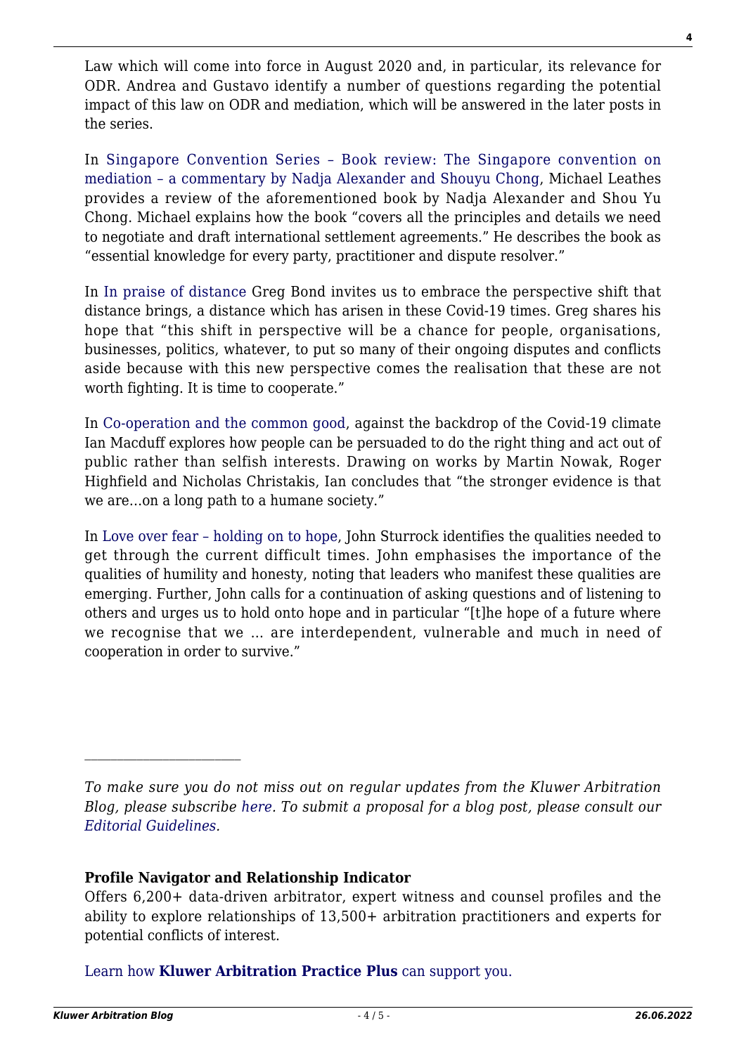Law which will come into force in August 2020 and, in particular, its relevance for ODR. Andrea and Gustavo identify a number of questions regarding the potential impact of this law on ODR and mediation, which will be answered in the later posts in the series.

In Singapore Convention Series – Book review: The Singapore convention on mediation – a commentary by Nadja Alexander and Shouyu Chong, Michael Leathes provides a review of the aforementioned book by Nadja Alexander and Shou Yu Chong. Michael explains how the book "covers all the principles and details we need to negotiate and draft international settlement agreements." He describes the book as "essential knowledge for every party, practitioner and dispute resolver."

In In praise of distance Greg Bond invites us to embrace the perspective shift that distance brings, a distance which has arisen in these Covid-19 times. Greg shares his hope that "this shift in perspective will be a chance for people, organisations, businesses, politics, whatever, to put so many of their ongoing disputes and conflicts aside because with this new perspective comes the realisation that these are not worth fighting. It is time to cooperate."

In Co-operation and the common good, against the backdrop of the Covid-19 climate Ian Macduff explores how people can be persuaded to do the right thing and act out of public rather than selfish interests. Drawing on works by Martin Nowak, Roger Highfield and Nicholas Christakis, Ian concludes that "the stronger evidence is that we are…on a long path to a humane society."

In Love over fear – holding on to hope, John Sturrock identifies the qualities needed to get through the current difficult times. John emphasises the importance of the qualities of humility and honesty, noting that leaders who manifest these qualities are emerging. Further, John calls for a continuation of asking questions and of listening to others and urges us to hold onto hope and in particular "[t]he hope of a future where we recognise that we … are interdependent, vulnerable and much in need of cooperation in order to survive."

---

*To make sure you do not miss out on regular updates from the Kluwer Arbitration Blog, please subscribe here. To submit a proposal for a blog post, please consult our Editorial Guidelines.*

**Profile Navigator and Relationship Indicator**

Offers 6,200+ data-driven arbitrator, expert witness and counsel profiles and the ability to explore relationships of 13,500+ arbitration practitioners and experts for potential conflicts of interest.

Learn how **Kluwer Arbitration Practice Plus** can support you.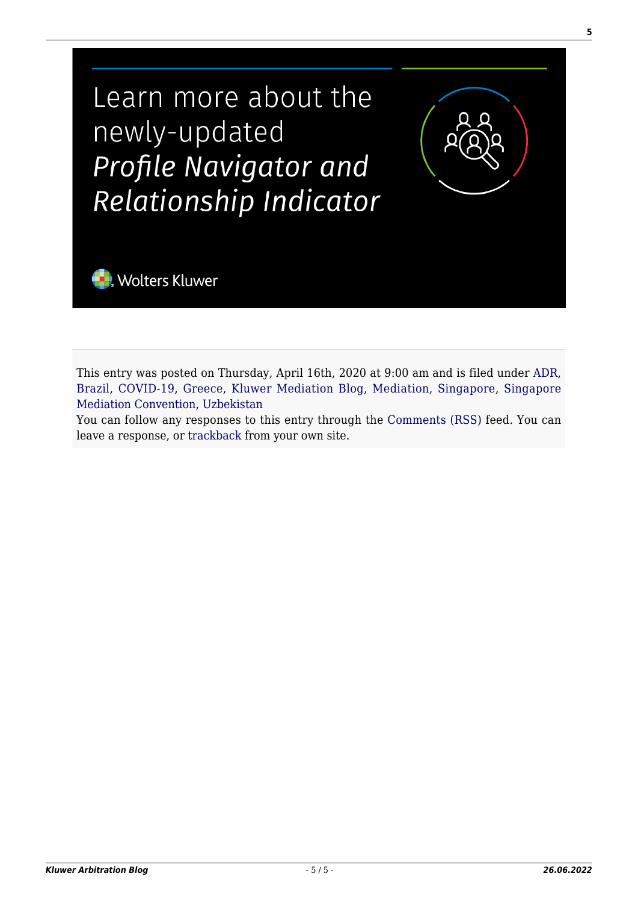Learn more about the newly-updated *Profile Navigator and Relationship Indicator*

Wolters Kluwer

This entry was posted on Thursday, April 16th, 2020 at 9:00 am and is filed under ADR, Brazil, COVID-19, Greece, Kluwer Mediation Blog, Mediation, Singapore, Singapore Mediation Convention, Uzbekistan
You can follow any responses to this entry through the Comments (RSS) feed. You can leave a response, or trackback from your own site.